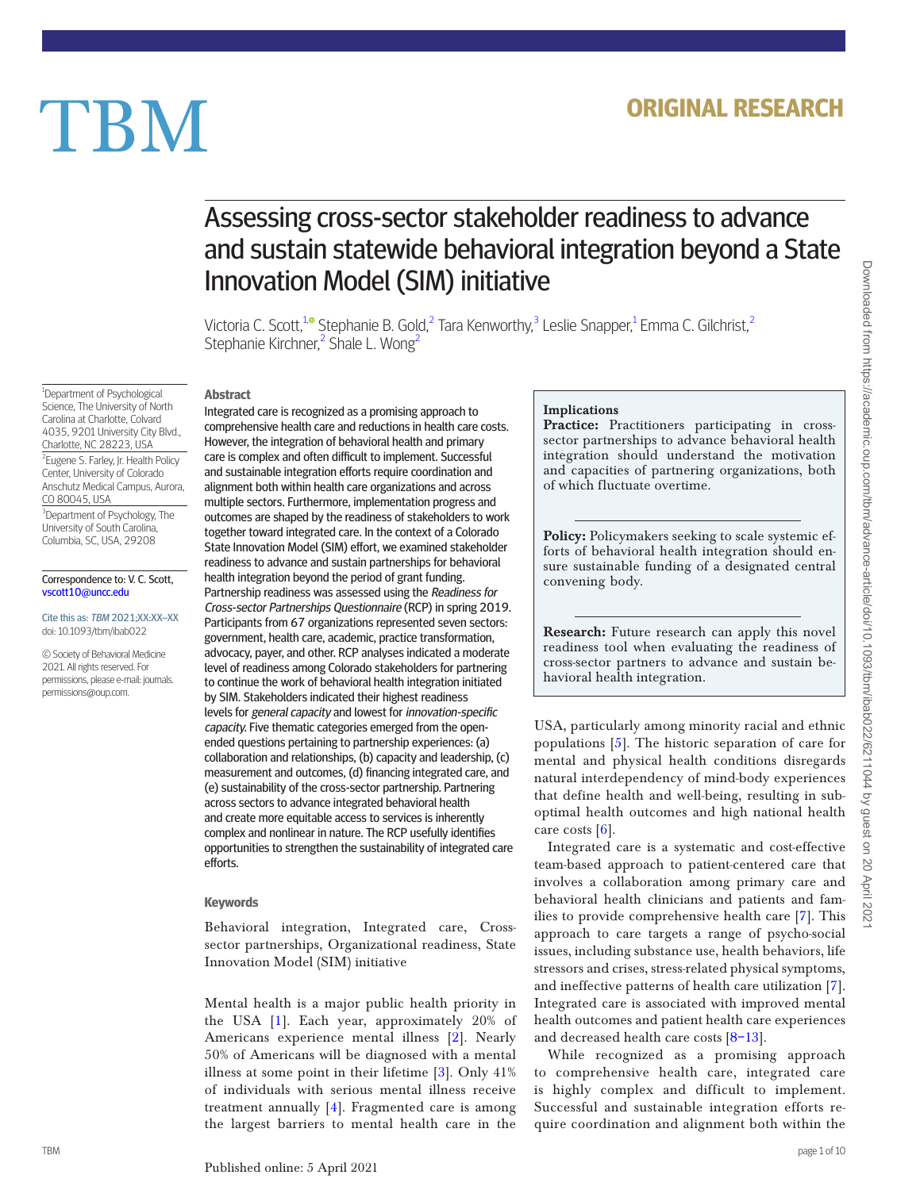ORIGINAL RESEARCH

# Assessing cross-sector stakeholder readiness to advance and sustain statewide behavioral integration beyond a State Innovation Model (SIM) initiative

Victoria C. Scott,[1] Stephanie B. Gold,[2] Tara Kenworthy,[3] Leslie Snapper,[1] Emma C. Gilchrist,[2] Stephanie Kirchner,[2] Shale L. Wong[2]

[1]Department of Psychological Science, The University of North Carolina at Charlotte, Colvard 4035, 9201 University City Blvd., Charlotte, NC 28223, USA

[2]Eugene S. Farley, Jr. Health Policy Center, University of Colorado Anschutz Medical Campus, Aurora, CO 80045, USA

[3]Department of Psychology, The University of South Carolina, Columbia, SC, USA, 29208

Correspondence to: V. C. Scott, vscott10@uncc.edu

Cite this as: *TBM* 2021;XX:XX–XX
doi: 10.1093/tbm/ibab022

© Society of Behavioral Medicine 2021. All rights reserved. For permissions, please e-mail: journals.permissions@oup.com.

## Abstract

Integrated care is recognized as a promising approach to comprehensive health care and reductions in health care costs. However, the integration of behavioral health and primary care is complex and often difficult to implement. Successful and sustainable integration efforts require coordination and alignment both within health care organizations and across multiple sectors. Furthermore, implementation progress and outcomes are shaped by the readiness of stakeholders to work together toward integrated care. In the context of a Colorado State Innovation Model (SIM) effort, we examined stakeholder readiness to advance and sustain partnerships for behavioral health integration beyond the period of grant funding. Partnership readiness was assessed using the *Readiness for Cross-sector Partnerships Questionnaire* (RCP) in spring 2019. Participants from 67 organizations represented seven sectors: government, health care, academic, practice transformation, advocacy, payer, and other. RCP analyses indicated a moderate level of readiness among Colorado stakeholders for partnering to continue the work of behavioral health integration initiated by SIM. Stakeholders indicated their highest readiness levels for *general capacity* and lowest for *innovation-specific capacity.* Five thematic categories emerged from the open-ended questions pertaining to partnership experiences: (a) collaboration and relationships, (b) capacity and leadership, (c) measurement and outcomes, (d) financing integrated care, and (e) sustainability of the cross-sector partnership. Partnering across sectors to advance integrated behavioral health and create more equitable access to services is inherently complex and nonlinear in nature. The RCP usefully identifies opportunities to strengthen the sustainability of integrated care efforts.

## Keywords

Behavioral integration, Integrated care, Cross-sector partnerships, Organizational readiness, State Innovation Model (SIM) initiative

> **Implications**
>
> **Practice:** Practitioners participating in cross-sector partnerships to advance behavioral health integration should understand the motivation and capacities of partnering organizations, both of which fluctuate overtime.
>
> **Policy:** Policymakers seeking to scale systemic efforts of behavioral health integration should ensure sustainable funding of a designated central convening body.
>
> **Research:** Future research can apply this novel readiness tool when evaluating the readiness of cross-sector partners to advance and sustain behavioral health integration.

Mental health is a major public health priority in the USA [1]. Each year, approximately 20% of Americans experience mental illness [2]. Nearly 50% of Americans will be diagnosed with a mental illness at some point in their lifetime [3]. Only 41% of individuals with serious mental illness receive treatment annually [4]. Fragmented care is among the largest barriers to mental health care in the USA, particularly among minority racial and ethnic populations [5]. The historic separation of care for mental and physical health conditions disregards natural interdependency of mind-body experiences that define health and well-being, resulting in suboptimal health outcomes and high national health care costs [6].

Integrated care is a systematic and cost-effective team-based approach to patient-centered care that involves a collaboration among primary care and behavioral health clinicians and patients and families to provide comprehensive health care [7]. This approach to care targets a range of psycho-social issues, including substance use, health behaviors, life stressors and crises, stress-related physical symptoms, and ineffective patterns of health care utilization [7]. Integrated care is associated with improved mental health outcomes and patient health care experiences and decreased health care costs [8–13].

While recognized as a promising approach to comprehensive health care, integrated care is highly complex and difficult to implement. Successful and sustainable integration efforts require coordination and alignment both within the

Published online: 5 April 2021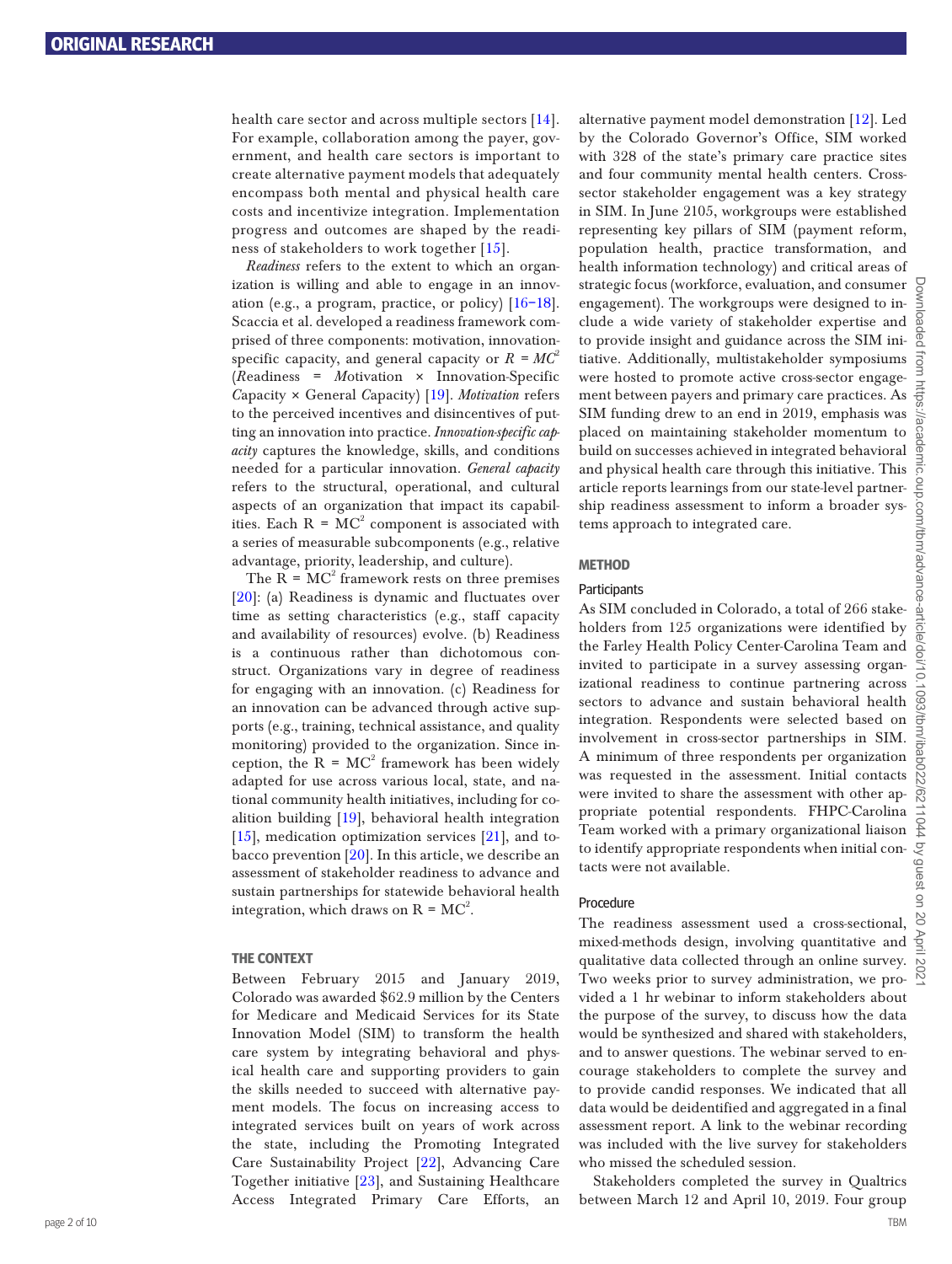health care sector and across multiple sectors [14]. For example, collaboration among the payer, government, and health care sectors is important to create alternative payment models that adequately encompass both mental and physical health care costs and incentivize integration. Implementation progress and outcomes are shaped by the readiness of stakeholders to work together [15].

*Readiness* refers to the extent to which an organization is willing and able to engage in an innovation (e.g., a program, practice, or policy) [16–18]. Scaccia et al. developed a readiness framework comprised of three components: motivation, innovation-specific capacity, and general capacity or $R = MC^2$ (*R*eadiness = *M*otivation × Innovation-Specific *C*apacity × General *C*apacity) [19]. *Motivation* refers to the perceived incentives and disincentives of putting an innovation into practice. *Innovation-specific capacity* captures the knowledge, skills, and conditions needed for a particular innovation. *General capacity* refers to the structural, operational, and cultural aspects of an organization that impact its capabilities. Each $R = MC^2$ component is associated with a series of measurable subcomponents (e.g., relative advantage, priority, leadership, and culture).

The $R = MC^2$ framework rests on three premises [20]: (a) Readiness is dynamic and fluctuates over time as setting characteristics (e.g., staff capacity and availability of resources) evolve. (b) Readiness is a continuous rather than dichotomous construct. Organizations vary in degree of readiness for engaging with an innovation. (c) Readiness for an innovation can be advanced through active supports (e.g., training, technical assistance, and quality monitoring) provided to the organization. Since inception, the $R = MC^2$ framework has been widely adapted for use across various local, state, and national community health initiatives, including for coalition building [19], behavioral health integration [15], medication optimization services [21], and tobacco prevention [20]. In this article, we describe an assessment of stakeholder readiness to advance and sustain partnerships for statewide behavioral health integration, which draws on $R = MC^2$.

## THE CONTEXT

Between February 2015 and January 2019, Colorado was awarded $62.9 million by the Centers for Medicare and Medicaid Services for its State Innovation Model (SIM) to transform the health care system by integrating behavioral and physical health care and supporting providers to gain the skills needed to succeed with alternative payment models. The focus on increasing access to integrated services built on years of work across the state, including the Promoting Integrated Care Sustainability Project [22], Advancing Care Together initiative [23], and Sustaining Healthcare Access Integrated Primary Care Efforts, an alternative payment model demonstration [12]. Led by the Colorado Governor's Office, SIM worked with 328 of the state's primary care practice sites and four community mental health centers. Cross-sector stakeholder engagement was a key strategy in SIM. In June 2105, workgroups were established representing key pillars of SIM (payment reform, population health, practice transformation, and health information technology) and critical areas of strategic focus (workforce, evaluation, and consumer engagement). The workgroups were designed to include a wide variety of stakeholder expertise and to provide insight and guidance across the SIM initiative. Additionally, multistakeholder symposiums were hosted to promote active cross-sector engagement between payers and primary care practices. As SIM funding drew to an end in 2019, emphasis was placed on maintaining stakeholder momentum to build on successes achieved in integrated behavioral and physical health care through this initiative. This article reports learnings from our state-level partnership readiness assessment to inform a broader systems approach to integrated care.

## METHOD

### Participants

As SIM concluded in Colorado, a total of 266 stakeholders from 125 organizations were identified by the Farley Health Policy Center-Carolina Team and invited to participate in a survey assessing organizational readiness to continue partnering across sectors to advance and sustain behavioral health integration. Respondents were selected based on involvement in cross-sector partnerships in SIM. A minimum of three respondents per organization was requested in the assessment. Initial contacts were invited to share the assessment with other appropriate potential respondents. FHPC-Carolina Team worked with a primary organizational liaison to identify appropriate respondents when initial contacts were not available.

### Procedure

The readiness assessment used a cross-sectional, mixed-methods design, involving quantitative and qualitative data collected through an online survey. Two weeks prior to survey administration, we provided a 1 hr webinar to inform stakeholders about the purpose of the survey, to discuss how the data would be synthesized and shared with stakeholders, and to answer questions. The webinar served to encourage stakeholders to complete the survey and to provide candid responses. We indicated that all data would be deidentified and aggregated in a final assessment report. A link to the webinar recording was included with the live survey for stakeholders who missed the scheduled session.

Stakeholders completed the survey in Qualtrics between March 12 and April 10, 2019. Four group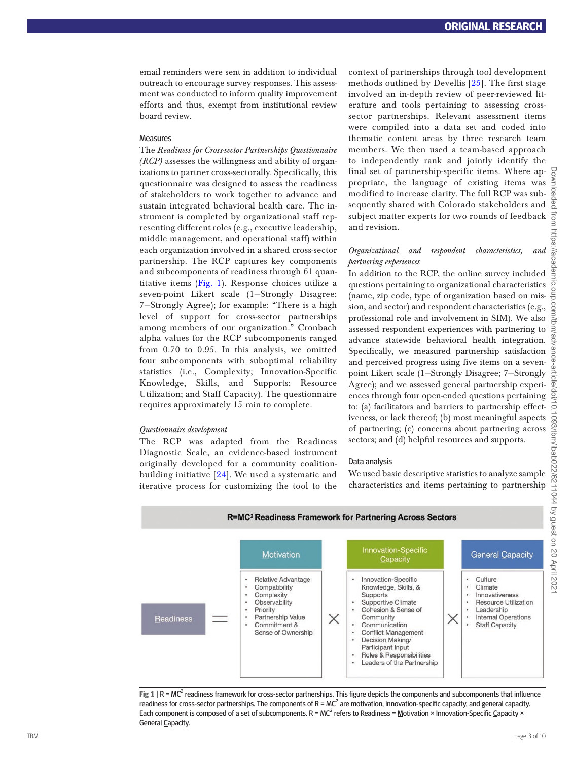email reminders were sent in addition to individual outreach to encourage survey responses. This assessment was conducted to inform quality improvement efforts and thus, exempt from institutional review board review.

### Measures

The *Readiness for Cross-sector Partnerships Questionnaire (RCP)* assesses the willingness and ability of organizations to partner cross-sectorally. Specifically, this questionnaire was designed to assess the readiness of stakeholders to work together to advance and sustain integrated behavioral health care. The instrument is completed by organizational staff representing different roles (e.g., executive leadership, middle management, and operational staff) within each organization involved in a shared cross-sector partnership. The RCP captures key components and subcomponents of readiness through 61 quantitative items (Fig. 1). Response choices utilize a seven-point Likert scale (1—Strongly Disagree; 7—Strongly Agree); for example: "There is a high level of support for cross-sector partnerships among members of our organization." Cronbach alpha values for the RCP subcomponents ranged from 0.70 to 0.95. In this analysis, we omitted four subcomponents with suboptimal reliability statistics (i.e., Complexity; Innovation-Specific Knowledge, Skills, and Supports; Resource Utilization; and Staff Capacity). The questionnaire requires approximately 15 min to complete.

#### *Questionnaire development*

The RCP was adapted from the Readiness Diagnostic Scale, an evidence-based instrument originally developed for a community coalition-building initiative [24]. We used a systematic and iterative process for customizing the tool to the context of partnerships through tool development methods outlined by Devellis [25]. The first stage involved an in-depth review of peer-reviewed literature and tools pertaining to assessing cross-sector partnerships. Relevant assessment items were compiled into a data set and coded into thematic content areas by three research team members. We then used a team-based approach to independently rank and jointly identify the final set of partnership-specific items. Where appropriate, the language of existing items was modified to increase clarity. The full RCP was subsequently shared with Colorado stakeholders and subject matter experts for two rounds of feedback and revision.

#### *Organizational and respondent characteristics, and partnering experiences*

In addition to the RCP, the online survey included questions pertaining to organizational characteristics (name, zip code, type of organization based on mission, and sector) and respondent characteristics (e.g., professional role and involvement in SIM). We also assessed respondent experiences with partnering to advance statewide behavioral health integration. Specifically, we measured partnership satisfaction and perceived progress using five items on a seven-point Likert scale (1—Strongly Disagree; 7—Strongly Agree); and we assessed general partnership experiences through four open-ended questions pertaining to: (a) facilitators and barriers to partnership effectiveness, or lack thereof; (b) most meaningful aspects of partnering; (c) concerns about partnering across sectors; and (d) helpful resources and supports.

### Data analysis

We used basic descriptive statistics to analyze sample characteristics and items pertaining to partnership

**R=MC² Readiness Framework for Partnering Across Sectors**

Readiness = Motivation × Innovation-Specific Capacity × General Capacity

| Motivation | Innovation-Specific Capacity | General Capacity |
|---|---|---|
| • Relative Advantage<br>• Compatibility<br>• Complexity<br>• Observability<br>• Priority<br>• Partnership Value<br>• Commitment & Sense of Ownership | • Innovation-Specific Knowledge, Skills, & Supports<br>• Supportive Climate<br>• Cohesion & Sense of Community<br>• Communication<br>• Conflict Management<br>• Decision Making/ Participant Input<br>• Roles & Responsibilities<br>• Leaders of the Partnership | • Culture<br>• Climate<br>• Innovativeness<br>• Resource Utilization<br>• Leadership<br>• Internal Operations<br>• Staff Capacity |

**Fig 1** | R = MC² readiness framework for cross-sector partnerships. This figure depicts the components and subcomponents that influence readiness for cross-sector partnerships. The components of R = MC² are motivation, innovation-specific capacity, and general capacity. Each component is composed of a set of subcomponents. R = MC² refers to Readiness = Motivation × Innovation-Specific Capacity × General Capacity.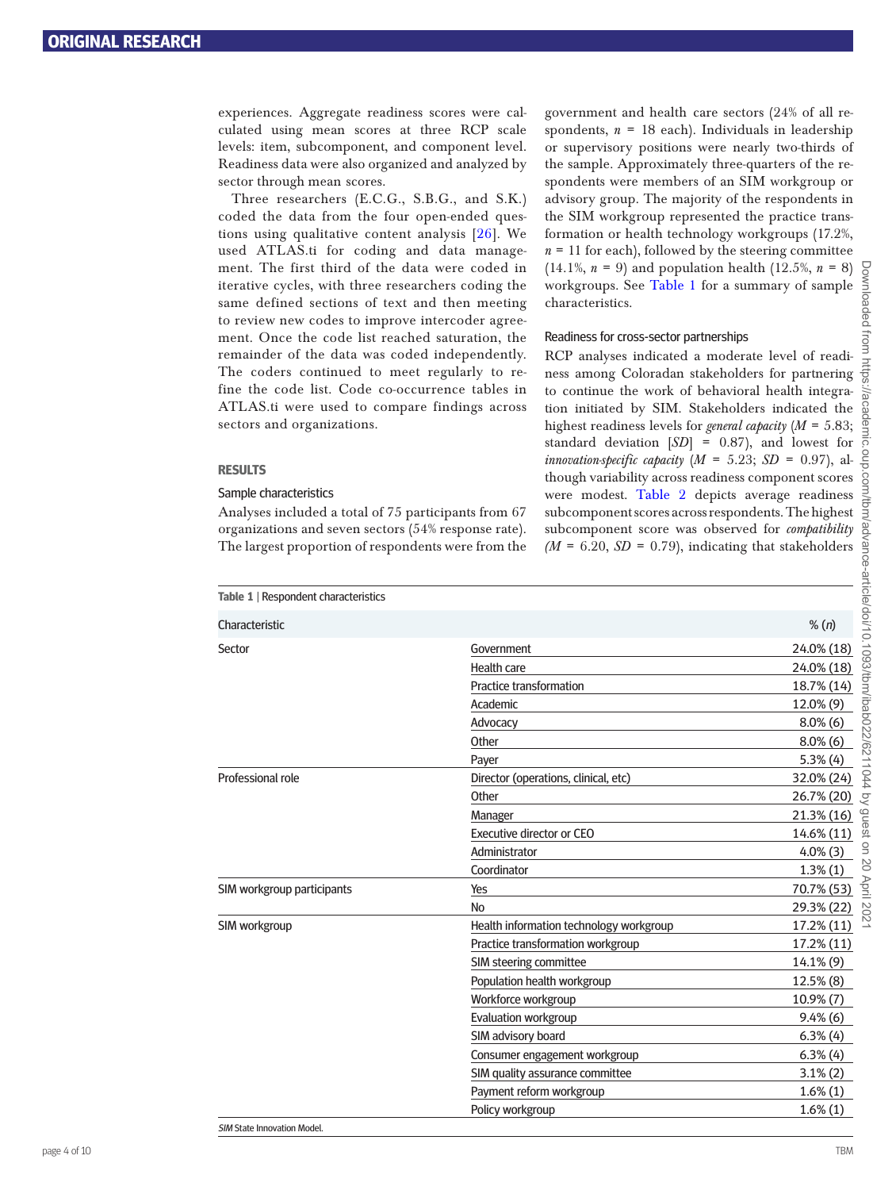experiences. Aggregate readiness scores were calculated using mean scores at three RCP scale levels: item, subcomponent, and component level. Readiness data were also organized and analyzed by sector through mean scores.

Three researchers (E.C.G., S.B.G., and S.K.) coded the data from the four open-ended questions using qualitative content analysis [26]. We used ATLAS.ti for coding and data management. The first third of the data were coded in iterative cycles, with three researchers coding the same defined sections of text and then meeting to review new codes to improve intercoder agreement. Once the code list reached saturation, the remainder of the data was coded independently. The coders continued to meet regularly to refine the code list. Code co-occurrence tables in ATLAS.ti were used to compare findings across sectors and organizations.

## RESULTS

### Sample characteristics

Analyses included a total of 75 participants from 67 organizations and seven sectors (54% response rate). The largest proportion of respondents were from the government and health care sectors (24% of all respondents, *n* = 18 each). Individuals in leadership or supervisory positions were nearly two-thirds of the sample. Approximately three-quarters of the respondents were members of an SIM workgroup or advisory group. The majority of the respondents in the SIM workgroup represented the practice transformation or health technology workgroups (17.2%, *n* = 11 for each), followed by the steering committee (14.1%, *n* = 9) and population health (12.5%, *n* = 8) workgroups. See Table 1 for a summary of sample characteristics.

### Readiness for cross-sector partnerships

RCP analyses indicated a moderate level of readiness among Coloradan stakeholders for partnering to continue the work of behavioral health integration initiated by SIM. Stakeholders indicated the highest readiness levels for *general capacity* (*M* = 5.83; standard deviation [*SD*] = 0.87), and lowest for *innovation-specific capacity* (*M* = 5.23; *SD* = 0.97), although variability across readiness component scores were modest. Table 2 depicts average readiness subcomponent scores across respondents. The highest subcomponent score was observed for *compatibility* (*M* = 6.20, *SD* = 0.79), indicating that stakeholders

**Table 1** | Respondent characteristics

| Characteristic | | % (*n*) |
|---|---|---|
| Sector | Government | 24.0% (18) |
| | Health care | 24.0% (18) |
| | Practice transformation | 18.7% (14) |
| | Academic | 12.0% (9) |
| | Advocacy | 8.0% (6) |
| | Other | 8.0% (6) |
| | Payer | 5.3% (4) |
| Professional role | Director (operations, clinical, etc) | 32.0% (24) |
| | Other | 26.7% (20) |
| | Manager | 21.3% (16) |
| | Executive director or CEO | 14.6% (11) |
| | Administrator | 4.0% (3) |
| | Coordinator | 1.3% (1) |
| SIM workgroup participants | Yes | 70.7% (53) |
| | No | 29.3% (22) |
| SIM workgroup | Health information technology workgroup | 17.2% (11) |
| | Practice transformation workgroup | 17.2% (11) |
| | SIM steering committee | 14.1% (9) |
| | Population health workgroup | 12.5% (8) |
| | Workforce workgroup | 10.9% (7) |
| | Evaluation workgroup | 9.4% (6) |
| | SIM advisory board | 6.3% (4) |
| | Consumer engagement workgroup | 6.3% (4) |
| | SIM quality assurance committee | 3.1% (2) |
| | Payment reform workgroup | 1.6% (1) |
| | Policy workgroup | 1.6% (1) |

*SIM* State Innovation Model.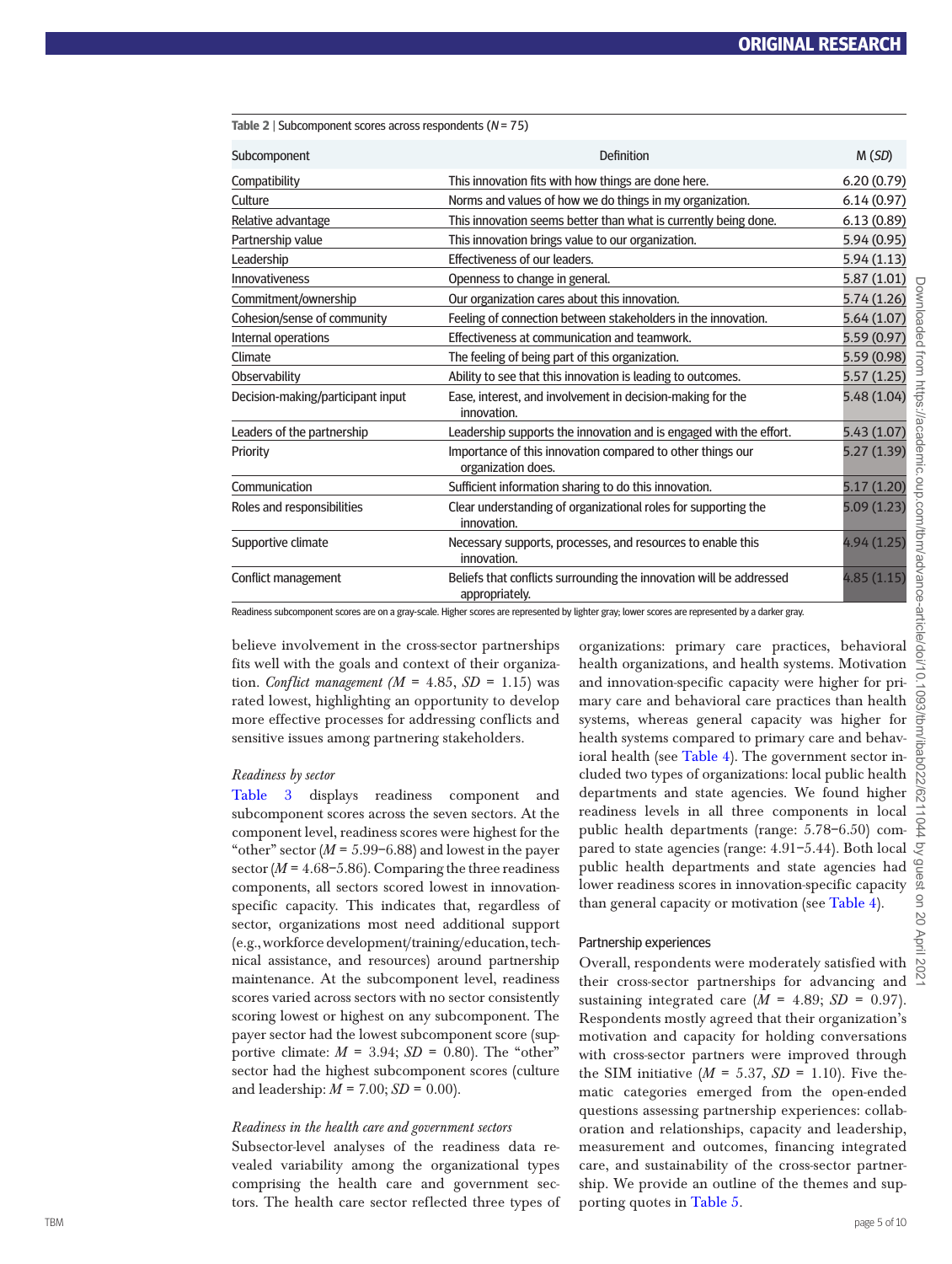Table 2 | Subcomponent scores across respondents ($N$ = 75)

| Subcomponent | Definition | M (*SD*) |
|---|---|---|
| Compatibility | This innovation fits with how things are done here. | 6.20 (0.79) |
| Culture | Norms and values of how we do things in my organization. | 6.14 (0.97) |
| Relative advantage | This innovation seems better than what is currently being done. | 6.13 (0.89) |
| Partnership value | This innovation brings value to our organization. | 5.94 (0.95) |
| Leadership | Effectiveness of our leaders. | 5.94 (1.13) |
| Innovativeness | Openness to change in general. | 5.87 (1.01) |
| Commitment/ownership | Our organization cares about this innovation. | 5.74 (1.26) |
| Cohesion/sense of community | Feeling of connection between stakeholders in the innovation. | 5.64 (1.07) |
| Internal operations | Effectiveness at communication and teamwork. | 5.59 (0.97) |
| Climate | The feeling of being part of this organization. | 5.59 (0.98) |
| Observability | Ability to see that this innovation is leading to outcomes. | 5.57 (1.25) |
| Decision-making/participant input | Ease, interest, and involvement in decision-making for the innovation. | 5.48 (1.04) |
| Leaders of the partnership | Leadership supports the innovation and is engaged with the effort. | 5.43 (1.07) |
| Priority | Importance of this innovation compared to other things our organization does. | 5.27 (1.39) |
| Communication | Sufficient information sharing to do this innovation. | 5.17 (1.20) |
| Roles and responsibilities | Clear understanding of organizational roles for supporting the innovation. | 5.09 (1.23) |
| Supportive climate | Necessary supports, processes, and resources to enable this innovation. | 4.94 (1.25) |
| Conflict management | Beliefs that conflicts surrounding the innovation will be addressed appropriately. | 4.85 (1.15) |

Readiness subcomponent scores are on a gray-scale. Higher scores are represented by lighter gray; lower scores are represented by a darker gray.

believe involvement in the cross-sector partnerships fits well with the goals and context of their organization. *Conflict management* (*M* = 4.85, *SD* = 1.15) was rated lowest, highlighting an opportunity to develop more effective processes for addressing conflicts and sensitive issues among partnering stakeholders.

### *Readiness by sector*

Table 3 displays readiness component and subcomponent scores across the seven sectors. At the component level, readiness scores were highest for the "other" sector (*M* = 5.99–6.88) and lowest in the payer sector (*M* = 4.68–5.86). Comparing the three readiness components, all sectors scored lowest in innovation-specific capacity. This indicates that, regardless of sector, organizations most need additional support (e.g., workforce development/training/education, technical assistance, and resources) around partnership maintenance. At the subcomponent level, readiness scores varied across sectors with no sector consistently scoring lowest or highest on any subcomponent. The payer sector had the lowest subcomponent score (supportive climate: *M* = 3.94; *SD* = 0.80). The "other" sector had the highest subcomponent scores (culture and leadership: *M* = 7.00; *SD* = 0.00).

### *Readiness in the health care and government sectors*

Subsector-level analyses of the readiness data revealed variability among the organizational types comprising the health care and government sectors. The health care sector reflected three types of organizations: primary care practices, behavioral health organizations, and health systems. Motivation and innovation-specific capacity were higher for primary care and behavioral care practices than health systems, whereas general capacity was higher for health systems compared to primary care and behavioral health (see Table 4). The government sector included two types of organizations: local public health departments and state agencies. We found higher readiness levels in all three components in local public health departments (range: 5.78–6.50) compared to state agencies (range: 4.91–5.44). Both local public health departments and state agencies had lower readiness scores in innovation-specific capacity than general capacity or motivation (see Table 4).

### Partnership experiences

Overall, respondents were moderately satisfied with their cross-sector partnerships for advancing and sustaining integrated care (*M* = 4.89; *SD* = 0.97). Respondents mostly agreed that their organization's motivation and capacity for holding conversations with cross-sector partners were improved through the SIM initiative (*M* = 5.37, *SD* = 1.10). Five thematic categories emerged from the open-ended questions assessing partnership experiences: collaboration and relationships, capacity and leadership, measurement and outcomes, financing integrated care, and sustainability of the cross-sector partnership. We provide an outline of the themes and supporting quotes in Table 5.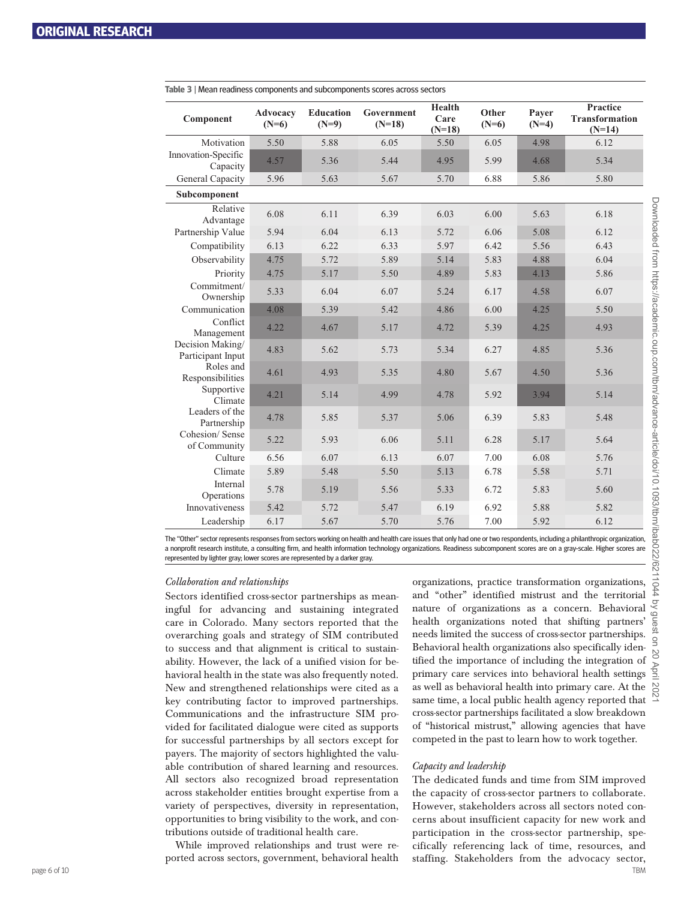Table 3 | Mean readiness components and subcomponents scores across sectors

| Component | Advocacy (N=6) | Education (N=9) | Government (N=18) | Health Care (N=18) | Other (N=6) | Payer (N=4) | Practice Transformation (N=14) |
|---|---|---|---|---|---|---|---|
| Motivation | 5.50 | 5.88 | 6.05 | 5.50 | 6.05 | 4.98 | 6.12 |
| Innovation-Specific Capacity | 4.57 | 5.36 | 5.44 | 4.95 | 5.99 | 4.68 | 5.34 |
| General Capacity | 5.96 | 5.63 | 5.67 | 5.70 | 6.88 | 5.86 | 5.80 |
| **Subcomponent** | | | | | | | |
| Relative Advantage | 6.08 | 6.11 | 6.39 | 6.03 | 6.00 | 5.63 | 6.18 |
| Partnership Value | 5.94 | 6.04 | 6.13 | 5.72 | 6.06 | 5.08 | 6.12 |
| Compatibility | 6.13 | 6.22 | 6.33 | 5.97 | 6.42 | 5.56 | 6.43 |
| Observability | 4.75 | 5.72 | 5.89 | 5.14 | 5.83 | 4.88 | 6.04 |
| Priority | 4.75 | 5.17 | 5.50 | 4.89 | 5.83 | 4.13 | 5.86 |
| Commitment/ Ownership | 5.33 | 6.04 | 6.07 | 5.24 | 6.17 | 4.58 | 6.07 |
| Communication | 4.08 | 5.39 | 5.42 | 4.86 | 6.00 | 4.25 | 5.50 |
| Conflict Management | 4.22 | 4.67 | 5.17 | 4.72 | 5.39 | 4.25 | 4.93 |
| Decision Making/ Participant Input | 4.83 | 5.62 | 5.73 | 5.34 | 6.27 | 4.85 | 5.36 |
| Roles and Responsibilities | 4.61 | 4.93 | 5.35 | 4.80 | 5.67 | 4.50 | 5.36 |
| Supportive Climate | 4.21 | 5.14 | 4.99 | 4.78 | 5.92 | 3.94 | 5.14 |
| Leaders of the Partnership | 4.78 | 5.85 | 5.37 | 5.06 | 6.39 | 5.83 | 5.48 |
| Cohesion/ Sense of Community | 5.22 | 5.93 | 6.06 | 5.11 | 6.28 | 5.17 | 5.64 |
| Culture | 6.56 | 6.07 | 6.13 | 6.07 | 7.00 | 6.08 | 5.76 |
| Climate | 5.89 | 5.48 | 5.50 | 5.13 | 6.78 | 5.58 | 5.71 |
| Internal Operations | 5.78 | 5.19 | 5.56 | 5.33 | 6.72 | 5.83 | 5.60 |
| Innovativeness | 5.42 | 5.72 | 5.47 | 6.19 | 6.92 | 5.88 | 5.82 |
| Leadership | 6.17 | 5.67 | 5.70 | 5.76 | 7.00 | 5.92 | 6.12 |

The "Other" sector represents responses from sectors working on health and health care issues that only had one or two respondents, including a philanthropic organization, a nonprofit research institute, a consulting firm, and health information technology organizations. Readiness subcomponent scores are on a gray-scale. Higher scores are represented by lighter gray; lower scores are represented by a darker gray.

### *Collaboration and relationships*

Sectors identified cross-sector partnerships as meaningful for advancing and sustaining integrated care in Colorado. Many sectors reported that the overarching goals and strategy of SIM contributed to success and that alignment is critical to sustainability. However, the lack of a unified vision for behavioral health in the state was also frequently noted. New and strengthened relationships were cited as a key contributing factor to improved partnerships. Communications and the infrastructure SIM provided for facilitated dialogue were cited as supports for successful partnerships by all sectors except for payers. The majority of sectors highlighted the valuable contribution of shared learning and resources. All sectors also recognized broad representation across stakeholder entities brought expertise from a variety of perspectives, diversity in representation, opportunities to bring visibility to the work, and contributions outside of traditional health care.

While improved relationships and trust were reported across sectors, government, behavioral health organizations, practice transformation organizations, and "other" identified mistrust and the territorial nature of organizations as a concern. Behavioral health organizations noted that shifting partners' needs limited the success of cross-sector partnerships. Behavioral health organizations also specifically identified the importance of including the integration of primary care services into behavioral health settings as well as behavioral health into primary care. At the same time, a local public health agency reported that cross-sector partnerships facilitated a slow breakdown of "historical mistrust," allowing agencies that have competed in the past to learn how to work together.

### *Capacity and leadership*

The dedicated funds and time from SIM improved the capacity of cross-sector partners to collaborate. However, stakeholders across all sectors noted concerns about insufficient capacity for new work and participation in the cross-sector partnership, specifically referencing lack of time, resources, and staffing. Stakeholders from the advocacy sector,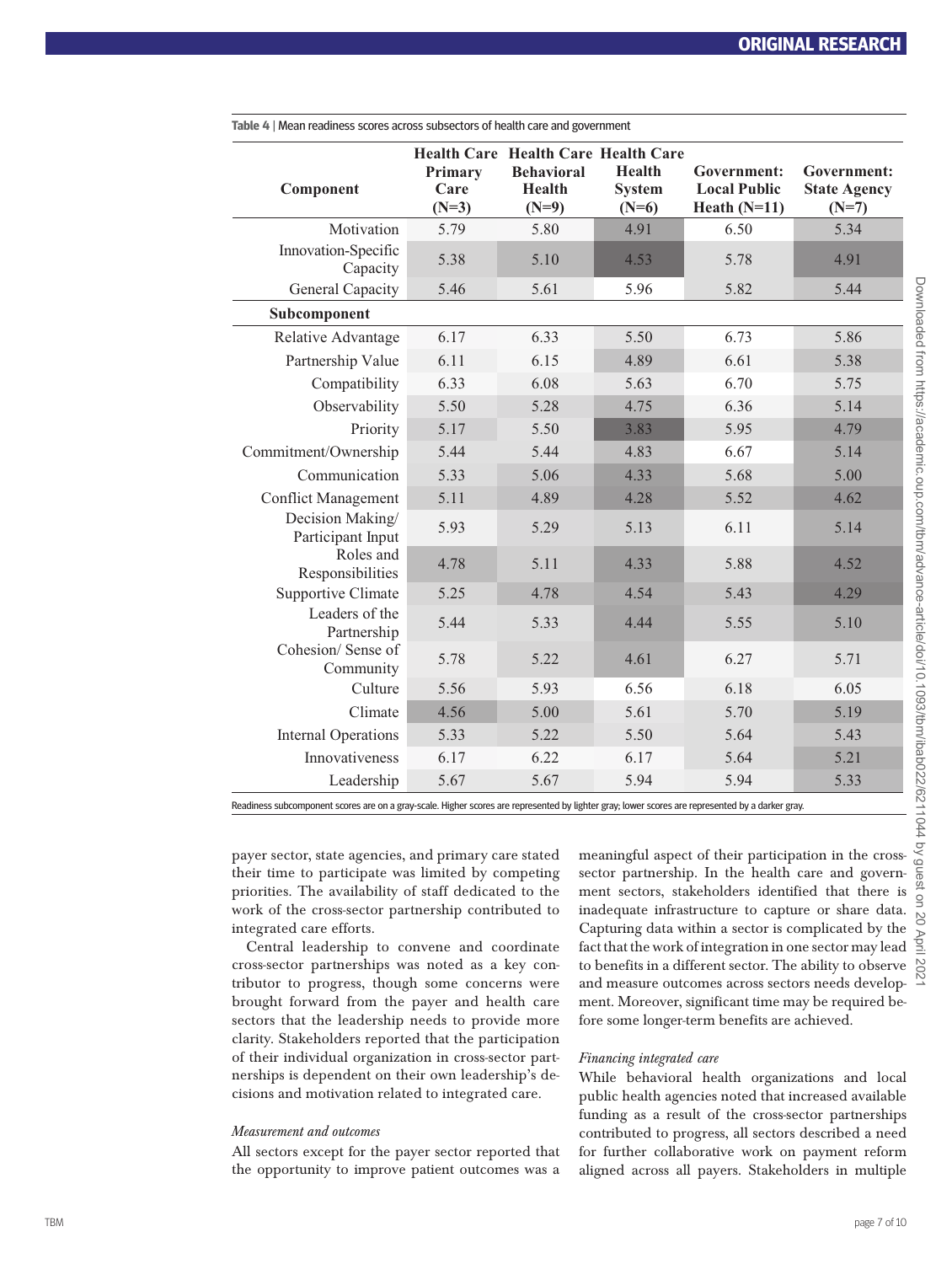Table 4 | Mean readiness scores across subsectors of health care and government

| Component | Health Care Primary Care (N=3) | Health Care Behavioral Health (N=9) | Health Care Health System (N=6) | Government: Local Public Heath (N=11) | Government: State Agency (N=7) |
|---|---|---|---|---|---|
| Motivation | 5.79 | 5.80 | 4.91 | 6.50 | 5.34 |
| Innovation-Specific Capacity | 5.38 | 5.10 | 4.53 | 5.78 | 4.91 |
| General Capacity | 5.46 | 5.61 | 5.96 | 5.82 | 5.44 |
| **Subcomponent** | | | | | |
| Relative Advantage | 6.17 | 6.33 | 5.50 | 6.73 | 5.86 |
| Partnership Value | 6.11 | 6.15 | 4.89 | 6.61 | 5.38 |
| Compatibility | 6.33 | 6.08 | 5.63 | 6.70 | 5.75 |
| Observability | 5.50 | 5.28 | 4.75 | 6.36 | 5.14 |
| Priority | 5.17 | 5.50 | 3.83 | 5.95 | 4.79 |
| Commitment/Ownership | 5.44 | 5.44 | 4.83 | 6.67 | 5.14 |
| Communication | 5.33 | 5.06 | 4.33 | 5.68 | 5.00 |
| Conflict Management | 5.11 | 4.89 | 4.28 | 5.52 | 4.62 |
| Decision Making/ Participant Input | 5.93 | 5.29 | 5.13 | 6.11 | 5.14 |
| Roles and Responsibilities | 4.78 | 5.11 | 4.33 | 5.88 | 4.52 |
| Supportive Climate | 5.25 | 4.78 | 4.54 | 5.43 | 4.29 |
| Leaders of the Partnership | 5.44 | 5.33 | 4.44 | 5.55 | 5.10 |
| Cohesion/ Sense of Community | 5.78 | 5.22 | 4.61 | 6.27 | 5.71 |
| Culture | 5.56 | 5.93 | 6.56 | 6.18 | 6.05 |
| Climate | 4.56 | 5.00 | 5.61 | 5.70 | 5.19 |
| Internal Operations | 5.33 | 5.22 | 5.50 | 5.64 | 5.43 |
| Innovativeness | 6.17 | 6.22 | 6.17 | 5.64 | 5.21 |
| Leadership | 5.67 | 5.67 | 5.94 | 5.94 | 5.33 |

Readiness subcomponent scores are on a gray-scale. Higher scores are represented by lighter gray; lower scores are represented by a darker gray.

payer sector, state agencies, and primary care stated their time to participate was limited by competing priorities. The availability of staff dedicated to the work of the cross-sector partnership contributed to integrated care efforts.

Central leadership to convene and coordinate cross-sector partnerships was noted as a key contributor to progress, though some concerns were brought forward from the payer and health care sectors that the leadership needs to provide more clarity. Stakeholders reported that the participation of their individual organization in cross-sector partnerships is dependent on their own leadership's decisions and motivation related to integrated care.

*Measurement and outcomes*

All sectors except for the payer sector reported that the opportunity to improve patient outcomes was a meaningful aspect of their participation in the cross-sector partnership. In the health care and government sectors, stakeholders identified that there is inadequate infrastructure to capture or share data. Capturing data within a sector is complicated by the fact that the work of integration in one sector may lead to benefits in a different sector. The ability to observe and measure outcomes across sectors needs development. Moreover, significant time may be required before some longer-term benefits are achieved.

*Financing integrated care*

While behavioral health organizations and local public health agencies noted that increased available funding as a result of the cross-sector partnerships contributed to progress, all sectors described a need for further collaborative work on payment reform aligned across all payers. Stakeholders in multiple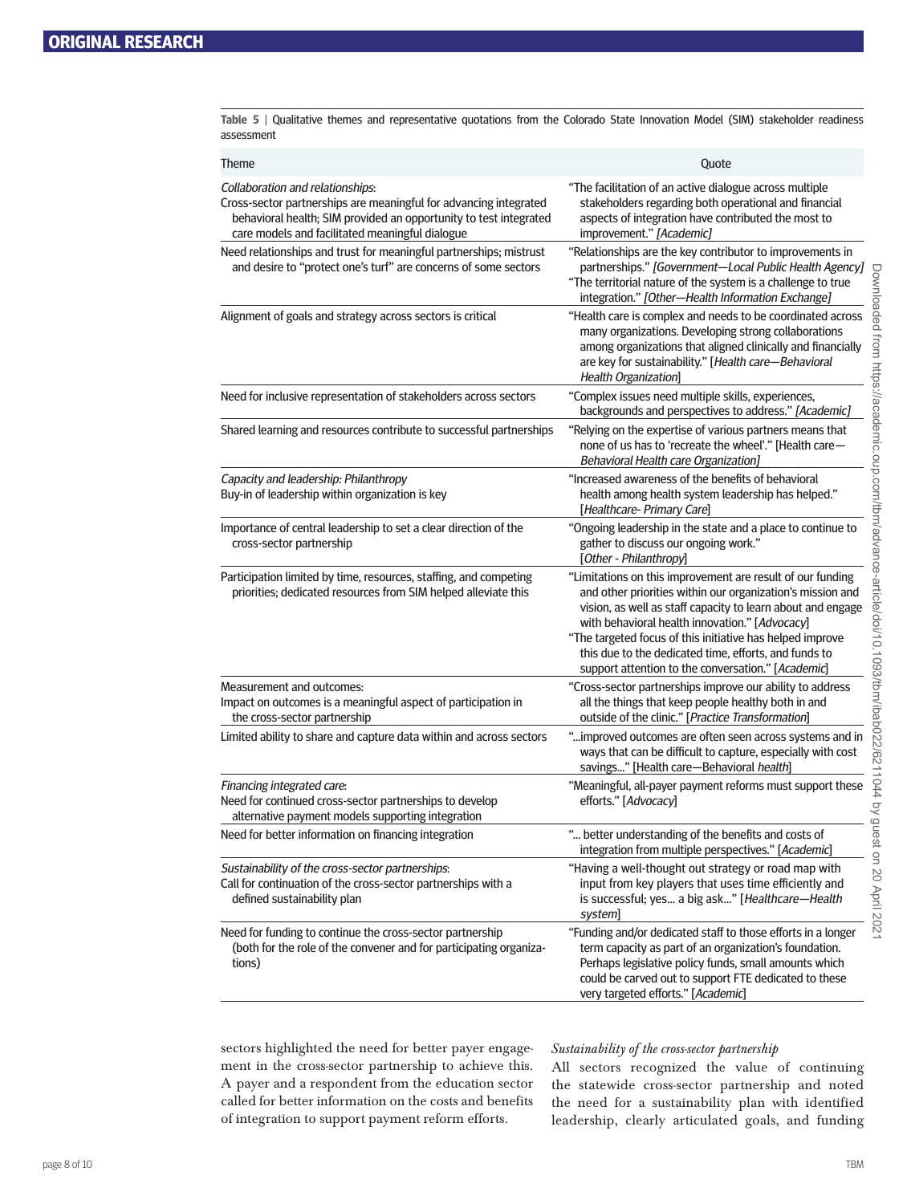Table 5 | Qualitative themes and representative quotations from the Colorado State Innovation Model (SIM) stakeholder readiness assessment

| Theme | Quote |
|---|---|
| *Collaboration and relationships*: Cross-sector partnerships are meaningful for advancing integrated behavioral health; SIM provided an opportunity to test integrated care models and facilitated meaningful dialogue | "The facilitation of an active dialogue across multiple stakeholders regarding both operational and financial aspects of integration have contributed the most to improvement." *[Academic]* |
| Need relationships and trust for meaningful partnerships; mistrust and desire to "protect one's turf" are concerns of some sectors | "Relationships are the key contributor to improvements in partnerships." *[Government—Local Public Health Agency]* "The territorial nature of the system is a challenge to true integration." *[Other—Health Information Exchange]* |
| Alignment of goals and strategy across sectors is critical | "Health care is complex and needs to be coordinated across many organizations. Developing strong collaborations among organizations that aligned clinically and financially are key for sustainability." [*Health care—Behavioral Health Organization*] |
| Need for inclusive representation of stakeholders across sectors | "Complex issues need multiple skills, experiences, backgrounds and perspectives to address." *[Academic]* |
| Shared learning and resources contribute to successful partnerships | "Relying on the expertise of various partners means that none of us has to 'recreate the wheel'." [Health care—*Behavioral Health care Organization]* |
| *Capacity and leadership: Philanthropy* Buy-in of leadership within organization is key | "Increased awareness of the benefits of behavioral health among health system leadership has helped." [*Healthcare- Primary Care*] |
| Importance of central leadership to set a clear direction of the cross-sector partnership | "Ongoing leadership in the state and a place to continue to gather to discuss our ongoing work." [*Other - Philanthropy*] |
| Participation limited by time, resources, staffing, and competing priorities; dedicated resources from SIM helped alleviate this | "Limitations on this improvement are result of our funding and other priorities within our organization's mission and vision, as well as staff capacity to learn about and engage with behavioral health innovation." [*Advocacy*] "The targeted focus of this initiative has helped improve this due to the dedicated time, efforts, and funds to support attention to the conversation." [*Academic*] |
| Measurement and outcomes: Impact on outcomes is a meaningful aspect of participation in the cross-sector partnership | "Cross-sector partnerships improve our ability to address all the things that keep people healthy both in and outside of the clinic." [*Practice Transformation*] |
| Limited ability to share and capture data within and across sectors | "...improved outcomes are often seen across systems and in ways that can be difficult to capture, especially with cost savings..." [Health care—Behavioral *health*] |
| *Financing integrated care*: Need for continued cross-sector partnerships to develop alternative payment models supporting integration | "Meaningful, all-payer payment reforms must support these efforts." [*Advocacy*] |
| Need for better information on financing integration | "... better understanding of the benefits and costs of integration from multiple perspectives." [*Academic*] |
| *Sustainability of the cross-sector partnerships*: Call for continuation of the cross-sector partnerships with a defined sustainability plan | "Having a well-thought out strategy or road map with input from key players that uses time efficiently and is successful; yes... a big ask..." [*Healthcare—Health system*] |
| Need for funding to continue the cross-sector partnership (both for the role of the convener and for participating organizations) | "Funding and/or dedicated staff to those efforts in a longer term capacity as part of an organization's foundation. Perhaps legislative policy funds, small amounts which could be carved out to support FTE dedicated to these very targeted efforts." [*Academic*] |

sectors highlighted the need for better payer engagement in the cross-sector partnership to achieve this. A payer and a respondent from the education sector called for better information on the costs and benefits of integration to support payment reform efforts.

*Sustainability of the cross-sector partnership*

All sectors recognized the value of continuing the statewide cross-sector partnership and noted the need for a sustainability plan with identified leadership, clearly articulated goals, and funding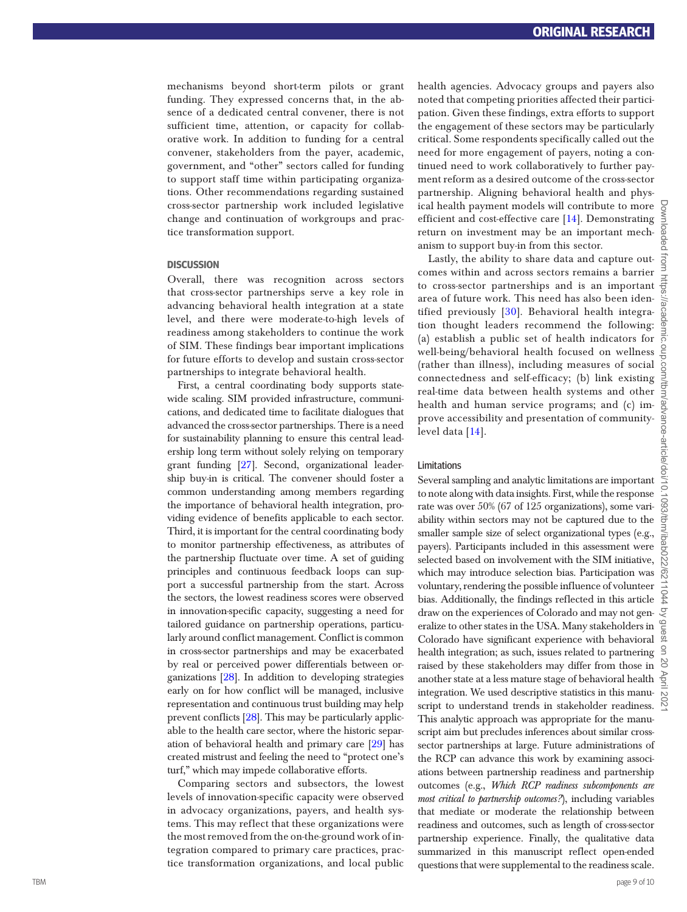mechanisms beyond short-term pilots or grant funding. They expressed concerns that, in the absence of a dedicated central convener, there is not sufficient time, attention, or capacity for collaborative work. In addition to funding for a central convener, stakeholders from the payer, academic, government, and "other" sectors called for funding to support staff time within participating organizations. Other recommendations regarding sustained cross-sector partnership work included legislative change and continuation of workgroups and practice transformation support.

## DISCUSSION

Overall, there was recognition across sectors that cross-sector partnerships serve a key role in advancing behavioral health integration at a state level, and there were moderate-to-high levels of readiness among stakeholders to continue the work of SIM. These findings bear important implications for future efforts to develop and sustain cross-sector partnerships to integrate behavioral health.

First, a central coordinating body supports statewide scaling. SIM provided infrastructure, communications, and dedicated time to facilitate dialogues that advanced the cross-sector partnerships. There is a need for sustainability planning to ensure this central leadership long term without solely relying on temporary grant funding [27]. Second, organizational leadership buy-in is critical. The convener should foster a common understanding among members regarding the importance of behavioral health integration, providing evidence of benefits applicable to each sector. Third, it is important for the central coordinating body to monitor partnership effectiveness, as attributes of the partnership fluctuate over time. A set of guiding principles and continuous feedback loops can support a successful partnership from the start. Across the sectors, the lowest readiness scores were observed in innovation-specific capacity, suggesting a need for tailored guidance on partnership operations, particularly around conflict management. Conflict is common in cross-sector partnerships and may be exacerbated by real or perceived power differentials between organizations [28]. In addition to developing strategies early on for how conflict will be managed, inclusive representation and continuous trust building may help prevent conflicts [28]. This may be particularly applicable to the health care sector, where the historic separation of behavioral health and primary care [29] has created mistrust and feeling the need to "protect one's turf," which may impede collaborative efforts.

Comparing sectors and subsectors, the lowest levels of innovation-specific capacity were observed in advocacy organizations, payers, and health systems. This may reflect that these organizations were the most removed from the on-the-ground work of integration compared to primary care practices, practice transformation organizations, and local public health agencies. Advocacy groups and payers also noted that competing priorities affected their participation. Given these findings, extra efforts to support the engagement of these sectors may be particularly critical. Some respondents specifically called out the need for more engagement of payers, noting a continued need to work collaboratively to further payment reform as a desired outcome of the cross-sector partnership. Aligning behavioral health and physical health payment models will contribute to more efficient and cost-effective care [14]. Demonstrating return on investment may be an important mechanism to support buy-in from this sector.

Lastly, the ability to share data and capture outcomes within and across sectors remains a barrier to cross-sector partnerships and is an important area of future work. This need has also been identified previously [30]. Behavioral health integration thought leaders recommend the following: (a) establish a public set of health indicators for well-being/behavioral health focused on wellness (rather than illness), including measures of social connectedness and self-efficacy; (b) link existing real-time data between health systems and other health and human service programs; and (c) improve accessibility and presentation of community-level data [14].

### Limitations

Several sampling and analytic limitations are important to note along with data insights. First, while the response rate was over 50% (67 of 125 organizations), some variability within sectors may not be captured due to the smaller sample size of select organizational types (e.g., payers). Participants included in this assessment were selected based on involvement with the SIM initiative, which may introduce selection bias. Participation was voluntary, rendering the possible influence of volunteer bias. Additionally, the findings reflected in this article draw on the experiences of Colorado and may not generalize to other states in the USA. Many stakeholders in Colorado have significant experience with behavioral health integration; as such, issues related to partnering raised by these stakeholders may differ from those in another state at a less mature stage of behavioral health integration. We used descriptive statistics in this manuscript to understand trends in stakeholder readiness. This analytic approach was appropriate for the manuscript aim but precludes inferences about similar cross-sector partnerships at large. Future administrations of the RCP can advance this work by examining associations between partnership readiness and partnership outcomes (e.g., *Which RCP readiness subcomponents are most critical to partnership outcomes?*), including variables that mediate or moderate the relationship between readiness and outcomes, such as length of cross-sector partnership experience. Finally, the qualitative data summarized in this manuscript reflect open-ended questions that were supplemental to the readiness scale.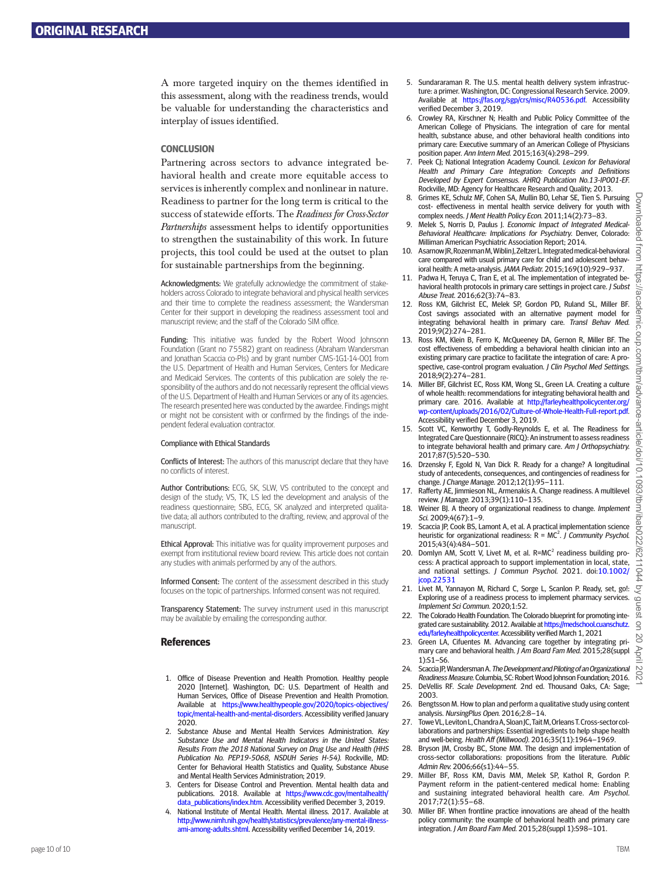A more targeted inquiry on the themes identified in this assessment, along with the readiness trends, would be valuable for understanding the characteristics and interplay of issues identified.

## CONCLUSION

Partnering across sectors to advance integrated behavioral health and create more equitable access to services is inherently complex and nonlinear in nature. Readiness to partner for the long term is critical to the success of statewide efforts. The *Readiness for Cross-Sector Partnerships* assessment helps to identify opportunities to strengthen the sustainability of this work. In future projects, this tool could be used at the outset to plan for sustainable partnerships from the beginning.

Acknowledgments: We gratefully acknowledge the commitment of stakeholders across Colorado to integrate behavioral and physical health services and their time to complete the readiness assessment; the Wandersman Center for their support in developing the readiness assessment tool and manuscript review; and the staff of the Colorado SIM office.

Funding: This initiative was funded by the Robert Wood Johnson Foundation (Grant no 75582) grant on readiness (Abraham Wandersman and Jonathan Scaccia co-PIs) and by grant number CMS-1G1-14-001 from the U.S. Department of Health and Human Services, Centers for Medicare and Medicaid Services. The contents of this publication are solely the responsibility of the authors and do not necessarily represent the official views of the U.S. Department of Health and Human Services or any of its agencies. The research presented here was conducted by the awardee. Findings might or might not be consistent with or confirmed by the findings of the independent federal evaluation contractor.

Compliance with Ethical Standards

Conflicts of Interest: The authors of this manuscript declare that they have no conflicts of interest.

Author Contributions: ECG, SK, SLW, VS contributed to the concept and design of the study; VS, TK, LS led the development and analysis of the readiness questionnaire; SBG, ECG, SK analyzed and interpreted qualitative data; all authors contributed to the drafting, review, and approval of the manuscript.

Ethical Approval: This initiative was for quality improvement purposes and exempt from institutional review board review. This article does not contain any studies with animals performed by any of the authors.

Informed Consent: The content of the assessment described in this study focuses on the topic of partnerships. Informed consent was not required.

Transparency Statement: The survey instrument used in this manuscript may be available by emailing the corresponding author.

## References

1. Office of Disease Prevention and Health Promotion. Healthy people 2020 [Internet]. Washington, DC: U.S. Department of Health and Human Services, Office of Disease Prevention and Health Promotion. Available at https://www.healthypeople.gov/2020/topics-objectives/topic/mental-health-and-mental-disorders. Accessibility verified January 2020.
2. Substance Abuse and Mental Health Services Administration. *Key Substance Use and Mental Health Indicators in the United States: Results From the 2018 National Survey on Drug Use and Health (HHS Publication No. PEP19-5068, NSDUH Series H-54)*. Rockville, MD: Center for Behavioral Health Statistics and Quality, Substance Abuse and Mental Health Services Administration; 2019.
3. Centers for Disease Control and Prevention. Mental health data and publications. 2018. Available at https://www.cdc.gov/mentalhealth/data_publications/index.htm. Accessibility verified December 3, 2019.
4. National Institute of Mental Health. Mental illness. 2017. Available at http://www.nimh.nih.gov/health/statistics/prevalence/any-mental-illness-ami-among-adults.shtml. Accessibility verified December 14, 2019.
5. Sundararaman R. The U.S. mental health delivery system infrastructure: a primer. Washington, DC: Congressional Research Service. 2009. Available at https://fas.org/sgp/crs/misc/R40536.pdf. Accessibility verified December 3, 2019.
6. Crowley RA, Kirschner N; Health and Public Policy Committee of the American College of Physicians. The integration of care for mental health, substance abuse, and other behavioral health conditions into primary care: Executive summary of an American College of Physicians position paper. *Ann Intern Med.* 2015;163(4):298–299.
7. Peek CJ; National Integration Academy Council. *Lexicon for Behavioral Health and Primary Care Integration: Concepts and Definitions Developed by Expert Consensus. AHRQ Publication No.13-IP001-EF.* Rockville, MD: Agency for Healthcare Research and Quality; 2013.
8. Grimes KE, Schulz MF, Cohen SA, Mullin BO, Lehar SE, Tien S. Pursuing cost- effectiveness in mental health service delivery for youth with complex needs. *J Ment Health Policy Econ.* 2011;14(2):73–83.
9. Melek S, Norris D, Paulus J. *Economic Impact of Integrated Medical-Behavioral Healthcare: Implications for Psychiatry.* Denver, Colorado: Milliman American Psychiatric Association Report; 2014.
10. Asarnow JR, Rozenman M, Wiblin J, Zeltzer L. Integrated medical-behavioral care compared with usual primary care for child and adolescent behavioral health: A meta-analysis. *JAMA Pediatr.* 2015;169(10):929–937.
11. Padwa H, Teruya C, Tran E, et al. The implementation of integrated behavioral health protocols in primary care settings in project care. *J Subst Abuse Treat.* 2016;62(3):74–83.
12. Ross KM, Gilchrist EC, Melek SP, Gordon PD, Ruland SL, Miller BF. Cost savings associated with an alternative payment model for integrating behavioral health in primary care. *Transl Behav Med.* 2019;9(2):274–281.
13. Ross KM, Klein B, Ferro K, McQueeney DA, Gernon R, Miller BF. The cost effectiveness of embedding a behavioral health clinician into an existing primary care practice to facilitate the integration of care: A prospective, case-control program evaluation. *J Clin Psychol Med Settings.* 2018;9(2):274–281.
14. Miller BF, Gilchrist EC, Ross KM, Wong SL, Green LA. Creating a culture of whole health: recommendations for integrating behavioral health and primary care. 2016. Available at http://farleyhealthpolicycenter.org/wp-content/uploads/2016/02/Culture-of-Whole-Health-Full-report.pdf. Accessibility verified December 3, 2019.
15. Scott VC, Kenworthy T, Godly-Reynolds E, et al. The Readiness for Integrated Care Questionnaire (RICQ): An instrument to assess readiness to integrate behavioral health and primary care. *Am J Orthopsychiatry.* 2017;87(5):520–530.
16. Drzensky F, Egold N, Van Dick R. Ready for a change? A longitudinal study of antecedents, consequences, and contingencies of readiness for change. *J Change Manage.* 2012;12(1):95–111.
17. Rafferty AE, Jimmieson NL, Armenakis A. Change readiness. A multilevel review. *J Manage.* 2013;39(1):110–135.
18. Weiner BJ. A theory of organizational readiness to change. *Implement Sci.* 2009;4(67):1–9.
19. Scaccia JP, Cook BS, Lamont A, et al. A practical implementation science heuristic for organizational readiness: $R = MC^2$. *J Community Psychol.* 2015;43(4):484–501.
20. Domlyn AM, Scott V, Livet M, et al. $R=MC^2$ readiness building process: A practical approach to support implementation in local, state, and national settings. *J Commun Psychol.* 2021. doi:10.1002/jcop.22531
21. Livet M, Yannayon M, Richard C, Sorge L, Scanlon P. Ready, set, go!: Exploring use of a readiness process to implement pharmacy services. *Implement Sci Commun.* 2020;1:52.
22. The Colorado Health Foundation. The Colorado blueprint for promoting integrated care sustainability. 2012. Available at https://medschool.cuanschutz.edu/farleyhealthpolicycenter. Accessibility verified March 1, 2021
23. Green LA, Cifuentes M. Advancing care together by integrating primary care and behavioral health. *J Am Board Fam Med.* 2015;28(suppl 1):S1–S6.
24. Scaccia JP, Wandersman A. *The Development and Piloting of an Organizational Readiness Measure.* Columbia, SC: Robert Wood Johnson Foundation; 2016.
25. DeVellis RF. *Scale Development.* 2nd ed. Thousand Oaks, CA: Sage; 2003.
26. Bengtsson M. How to plan and perform a qualitative study using content analysis. *NursingPlus Open.* 2016;2:8–14.
27. Towe VL, Leviton L, Chandra A, Sloan JC, Tait M, Orleans T. Cross-sector collaborations and partnerships: Essential ingredients to help shape health and well-being. *Health Aff (Millwood).* 2016;35(11):1964–1969.
28. Bryson JM, Crosby BC, Stone MM. The design and implementation of cross-sector collaborations: propositions from the literature. *Public Admin Rev.* 2006;66(s1):44–55.
29. Miller BF, Ross KM, Davis MM, Melek SP, Kathol R, Gordon P. Payment reform in the patient-centered medical home: Enabling and sustaining integrated behavioral health care. *Am Psychol.* 2017;72(1):55–68.
30. Miller BF. When frontline practice innovations are ahead of the health policy community: the example of behavioral health and primary care integration. *J Am Board Fam Med.* 2015;28(suppl 1):S98–101.